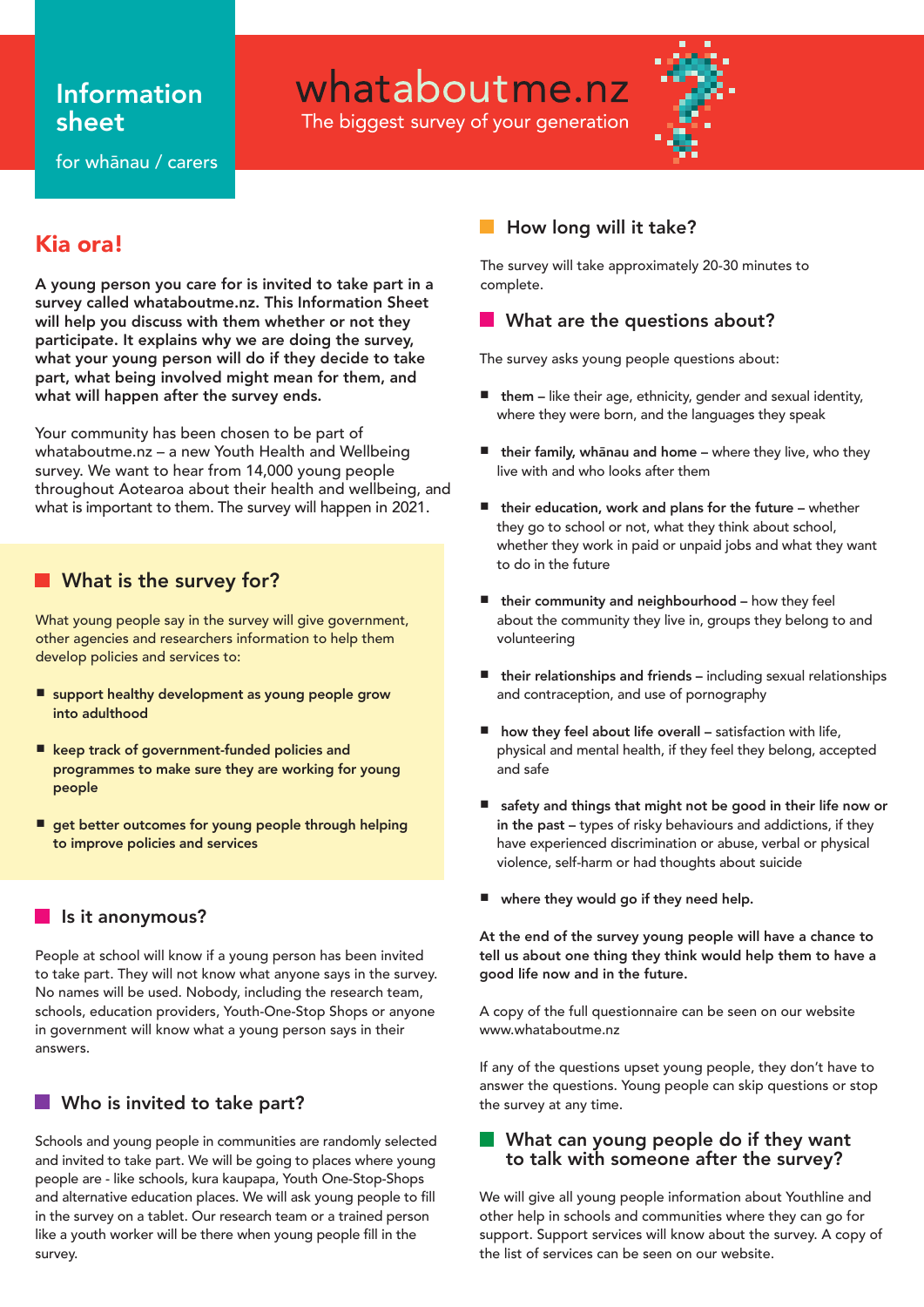# Information sheet

for whānau / carers

# whataboutme.nz

The biggest survey of your generation

## Kia ora!

**A young person you care for is invited to take part in a survey called whataboutme.nz. This Information Sheet will help you discuss with them whether or not they participate. It explains why we are doing the survey, what your young person will do if they decide to take part, what being involved might mean for them, and what will happen after the survey ends.**

Your community has been chosen to be part of whataboutme.nz – a new Youth Health and Wellbeing survey. We want to hear from 14,000 young people throughout Aotearoa about their health and wellbeing, and what is important to them. The survey will happen in 2021.

## What is the survey for?

What young people say in the survey will give government, other agencies and researchers information to help them develop policies and services to:

- **support healthy development as young people grow into adulthood**
- **keep track of government-funded policies and programmes to make sure they are working for young people**
- **get better outcomes for young people through helping to improve policies and services**

## Is it anonymous?

People at school will know if a young person has been invited to take part. They will not know what anyone says in the survey. No names will be used. Nobody, including the research team, schools, education providers, Youth-One-Stop Shops or anyone in government will know what a young person says in their answers.

## Who is invited to take part?

Schools and young people in communities are randomly selected and invited to take part. We will be going to places where young people are - like schools, kura kaupapa, Youth One-Stop-Shops and alternative education places. We will ask young people to fill in the survey on a tablet. Our research team or a trained person like a youth worker will be there when young people fill in the survey.

## How long will it take?

The survey will take approximately 20-30 minutes to complete.

## What are the questions about?

The survey asks young people questions about:

- **them** – like their age, ethnicity, gender and sexual identity, where they were born, and the languages they speak
- **their family, whānau and home** – where they live, who they live with and who looks after them
- **their education, work and plans for the future** – whether they go to school or not, what they think about school, whether they work in paid or unpaid jobs and what they want to do in the future
- **their community and neighbourhood** – how they feel about the community they live in, groups they belong to and volunteering
- **their relationships and friends** – including sexual relationships and contraception, and use of pornography
- **how they feel about life overall** – satisfaction with life, physical and mental health, if they feel they belong, accepted and safe
- **safety and things that might not be good in their life now or in the past** – types of risky behaviours and addictions, if they have experienced discrimination or abuse, verbal or physical violence, self-harm or had thoughts about suicide
- **where they would go if they need help.**

**At the end of the survey young people will have a chance to tell us about one thing they think would help them to have a good life now and in the future.**

A copy of the full questionnaire can be seen on our website www.whataboutme.nz

If any of the questions upset young people, they don't have to answer the questions. Young people can skip questions or stop the survey at any time.

## What can young people do if they want to talk with someone after the survey?

We will give all young people information about Youthline and other help in schools and communities where they can go for support. Support services will know about the survey. A copy of the list of services can be seen on our website.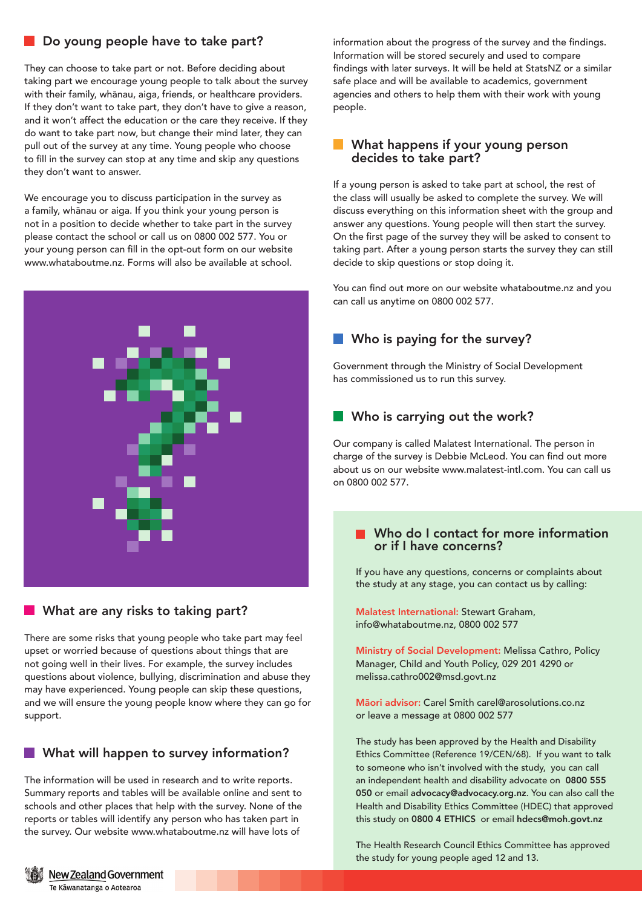## Do young people have to take part?

They can choose to take part or not. Before deciding about taking part we encourage young people to talk about the survey with their family, whānau, aiga, friends, or healthcare providers. If they don't want to take part, they don't have to give a reason, and it won't affect the education or the care they receive. If they do want to take part now, but change their mind later, they can pull out of the survey at any time. Young people who choose to fill in the survey can stop at any time and skip any questions they don't want to answer.

We encourage you to discuss participation in the survey as a family, whānau or aiga. If you think your young person is not in a position to decide whether to take part in the survey please contact the school or call us on 0800 002 577. You or your young person can fill in the opt-out form on our website www.whataboutme.nz. Forms will also be available at school.

## What are any risks to taking part?

There are some risks that young people who take part may feel upset or worried because of questions about things that are not going well in their lives. For example, the survey includes questions about violence, bullying, discrimination and abuse they may have experienced. Young people can skip these questions, and we will ensure the young people know where they can go for support.

## What will happen to survey information?

The information will be used in research and to write reports. Summary reports and tables will be available online and sent to schools and other places that help with the survey. None of the reports or tables will identify any person who has taken part in the survey. Our website www.whataboutme.nz will have lots of information about the progress of the survey and the findings. Information will be stored securely and used to compare findings with later surveys. It will be held at StatsNZ or a similar safe place and will be available to academics, government agencies and others to help them with their work with young people.

## What happens if your young person decides to take part?

If a young person is asked to take part at school, the rest of the class will usually be asked to complete the survey. We will discuss everything on this information sheet with the group and answer any questions. Young people will then start the survey. On the first page of the survey they will be asked to consent to taking part. After a young person starts the survey they can still decide to skip questions or stop doing it.

You can find out more on our website whataboutme.nz and you can call us anytime on 0800 002 577.

## Who is paying for the survey?

Government through the Ministry of Social Development has commissioned us to run this survey.

## Who is carrying out the work?

Our company is called Malatest International. The person in charge of the survey is Debbie McLeod. You can find out more about us on our website www.malatest-intl.com. You can call us on 0800 002 577.

## Who do I contact for more information or if I have concerns?

If you have any questions, concerns or complaints about the study at any stage, you can contact us by calling:

Malatest International: Stewart Graham, info@whataboutme.nz, 0800 002 577

Ministry of Social Development: Melissa Cathro, Policy Manager, Child and Youth Policy, 029 201 4290 or melissa.cathro002@msd.govt.nz

Māori advisor: Carel Smith carel@arosolutions.co.nz or leave a message at 0800 002 577

The study has been approved by the Health and Disability Ethics Committee (Reference 19/CEN/68). If you want to talk to someone who isn't involved with the study, you can call an independent health and disability advocate on **0800 555 050** or email **advocacy@advocacy.org.nz**. You can also call the Health and Disability Ethics Committee (HDEC) that approved this study on **0800 4 ETHICS** or email **hdecs@moh.govt.nz**

The Health Research Council Ethics Committee has approved the study for young people aged 12 and 13.

New Zealand Government
Te Kāwanatanga o Aotearoa